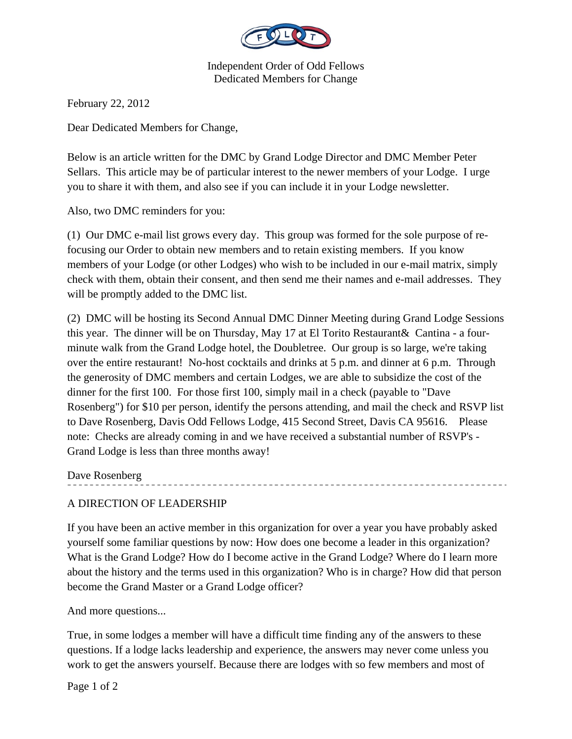Independent Order of Odd Fellows
Dedicated Members for Change

February 22, 2012

Dear Dedicated Members for Change,

Below is an article written for the DMC by Grand Lodge Director and DMC Member Peter Sellars. This article may be of particular interest to the newer members of your Lodge. I urge you to share it with them, and also see if you can include it in your Lodge newsletter.

Also, two DMC reminders for you:

(1) Our DMC e-mail list grows every day. This group was formed for the sole purpose of re-focusing our Order to obtain new members and to retain existing members. If you know members of your Lodge (or other Lodges) who wish to be included in our e-mail matrix, simply check with them, obtain their consent, and then send me their names and e-mail addresses. They will be promptly added to the DMC list.

(2) DMC will be hosting its Second Annual DMC Dinner Meeting during Grand Lodge Sessions this year. The dinner will be on Thursday, May 17 at El Torito Restaurant& Cantina - a four-minute walk from the Grand Lodge hotel, the Doubletree. Our group is so large, we're taking over the entire restaurant! No-host cocktails and drinks at 5 p.m. and dinner at 6 p.m. Through the generosity of DMC members and certain Lodges, we are able to subsidize the cost of the dinner for the first 100. For those first 100, simply mail in a check (payable to "Dave Rosenberg") for $10 per person, identify the persons attending, and mail the check and RSVP list to Dave Rosenberg, Davis Odd Fellows Lodge, 415 Second Street, Davis CA 95616. Please note: Checks are already coming in and we have received a substantial number of RSVP's - Grand Lodge is less than three months away!

Dave Rosenberg

---

A DIRECTION OF LEADERSHIP

If you have been an active member in this organization for over a year you have probably asked yourself some familiar questions by now: How does one become a leader in this organization? What is the Grand Lodge? How do I become active in the Grand Lodge? Where do I learn more about the history and the terms used in this organization? Who is in charge? How did that person become the Grand Master or a Grand Lodge officer?

And more questions...

True, in some lodges a member will have a difficult time finding any of the answers to these questions. If a lodge lacks leadership and experience, the answers may never come unless you work to get the answers yourself. Because there are lodges with so few members and most of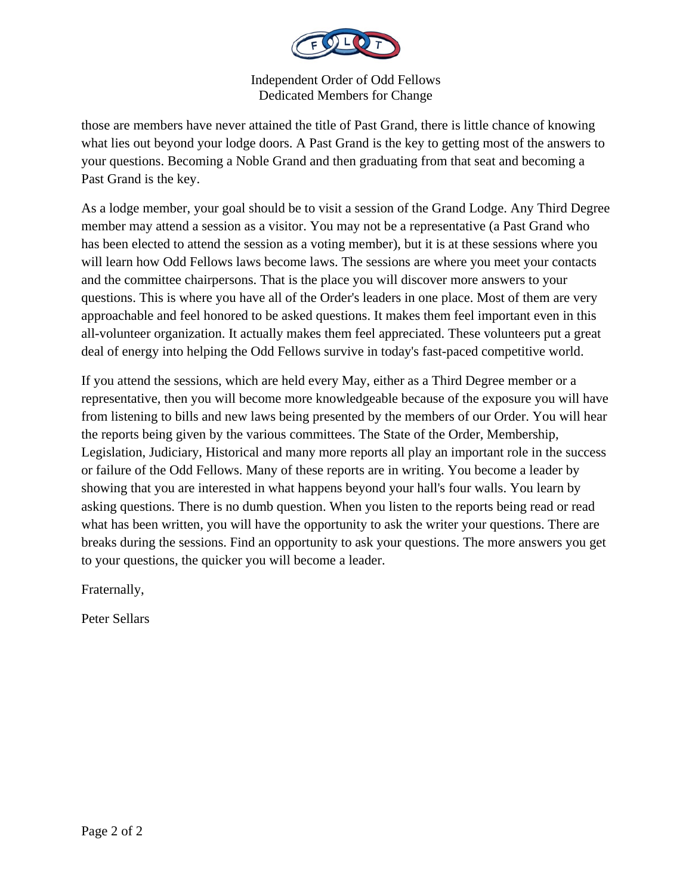those are members have never attained the title of Past Grand, there is little chance of knowing what lies out beyond your lodge doors. A Past Grand is the key to getting most of the answers to your questions. Becoming a Noble Grand and then graduating from that seat and becoming a Past Grand is the key.

As a lodge member, your goal should be to visit a session of the Grand Lodge. Any Third Degree member may attend a session as a visitor. You may not be a representative (a Past Grand who has been elected to attend the session as a voting member), but it is at these sessions where you will learn how Odd Fellows laws become laws. The sessions are where you meet your contacts and the committee chairpersons. That is the place you will discover more answers to your questions. This is where you have all of the Order's leaders in one place. Most of them are very approachable and feel honored to be asked questions. It makes them feel important even in this all-volunteer organization. It actually makes them feel appreciated. These volunteers put a great deal of energy into helping the Odd Fellows survive in today's fast-paced competitive world.

If you attend the sessions, which are held every May, either as a Third Degree member or a representative, then you will become more knowledgeable because of the exposure you will have from listening to bills and new laws being presented by the members of our Order. You will hear the reports being given by the various committees. The State of the Order, Membership, Legislation, Judiciary, Historical and many more reports all play an important role in the success or failure of the Odd Fellows. Many of these reports are in writing. You become a leader by showing that you are interested in what happens beyond your hall's four walls. You learn by asking questions. There is no dumb question. When you listen to the reports being read or read what has been written, you will have the opportunity to ask the writer your questions. There are breaks during the sessions. Find an opportunity to ask your questions. The more answers you get to your questions, the quicker you will become a leader.

Fraternally,

Peter Sellars